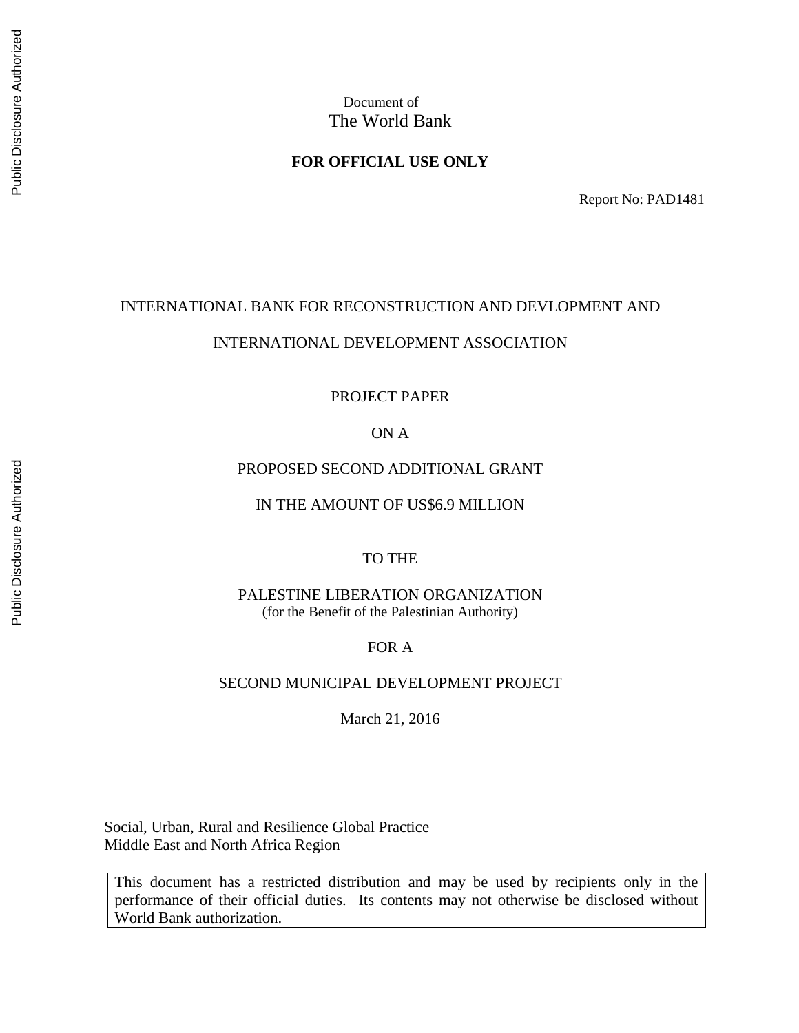Document of
The World Bank

**FOR OFFICIAL USE ONLY**

Report No: PAD1481

INTERNATIONAL BANK FOR RECONSTRUCTION AND DEVLOPMENT AND

INTERNATIONAL DEVELOPMENT ASSOCIATION

PROJECT PAPER

ON A

PROPOSED SECOND ADDITIONAL GRANT

IN THE AMOUNT OF US$6.9 MILLION

TO THE

PALESTINE LIBERATION ORGANIZATION
(for the Benefit of the Palestinian Authority)

FOR A

SECOND MUNICIPAL DEVELOPMENT PROJECT

March 21, 2016

Social, Urban, Rural and Resilience Global Practice
Middle East and North Africa Region

This document has a restricted distribution and may be used by recipients only in the performance of their official duties. Its contents may not otherwise be disclosed without World Bank authorization.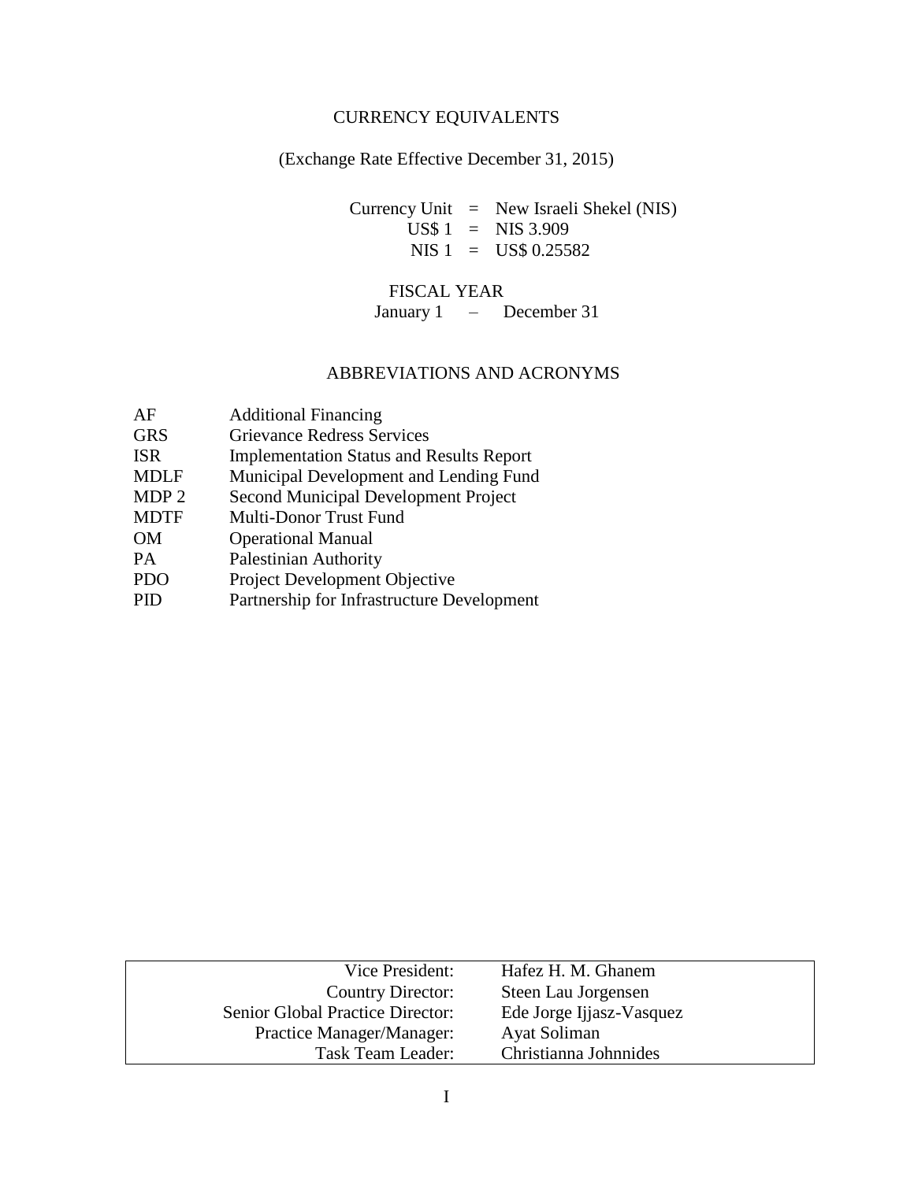## CURRENCY EQUIVALENTS

(Exchange Rate Effective December 31, 2015)

| | | |
|---|---|---|
| Currency Unit | = | New Israeli Shekel (NIS) |
| US$ 1 | = | NIS 3.909 |
| NIS 1 | = | US$ 0.25582 |

## FISCAL YEAR

January 1 – December 31

## ABBREVIATIONS AND ACRONYMS

| | |
|---|---|
| AF | Additional Financing |
| GRS | Grievance Redress Services |
| ISR | Implementation Status and Results Report |
| MDLF | Municipal Development and Lending Fund |
| MDP 2 | Second Municipal Development Project |
| MDTF | Multi-Donor Trust Fund |
| OM | Operational Manual |
| PA | Palestinian Authority |
| PDO | Project Development Objective |
| PID | Partnership for Infrastructure Development |

| | |
|---|---|
| Vice President: | Hafez H. M. Ghanem |
| Country Director: | Steen Lau Jorgensen |
| Senior Global Practice Director: | Ede Jorge Ijjasz-Vasquez |
| Practice Manager/Manager: | Ayat Soliman |
| Task Team Leader: | Christianna Johnnides |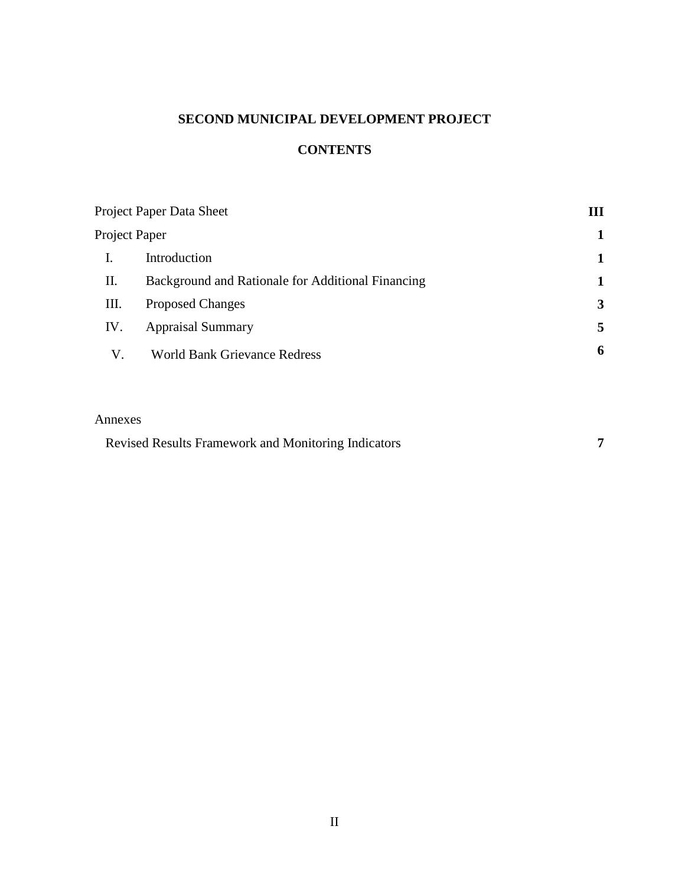# SECOND MUNICIPAL DEVELOPMENT PROJECT

## CONTENTS

| | | |
|---|---|---|
| Project Paper Data Sheet | | **III** |
| Project Paper | | **1** |
| I. | Introduction | **1** |
| II. | Background and Rationale for Additional Financing | **1** |
| III. | Proposed Changes | **3** |
| IV. | Appraisal Summary | **5** |
| V. | World Bank Grievance Redress | **6** |

Annexes

| | |
|---|---|
| Revised Results Framework and Monitoring Indicators | **7** |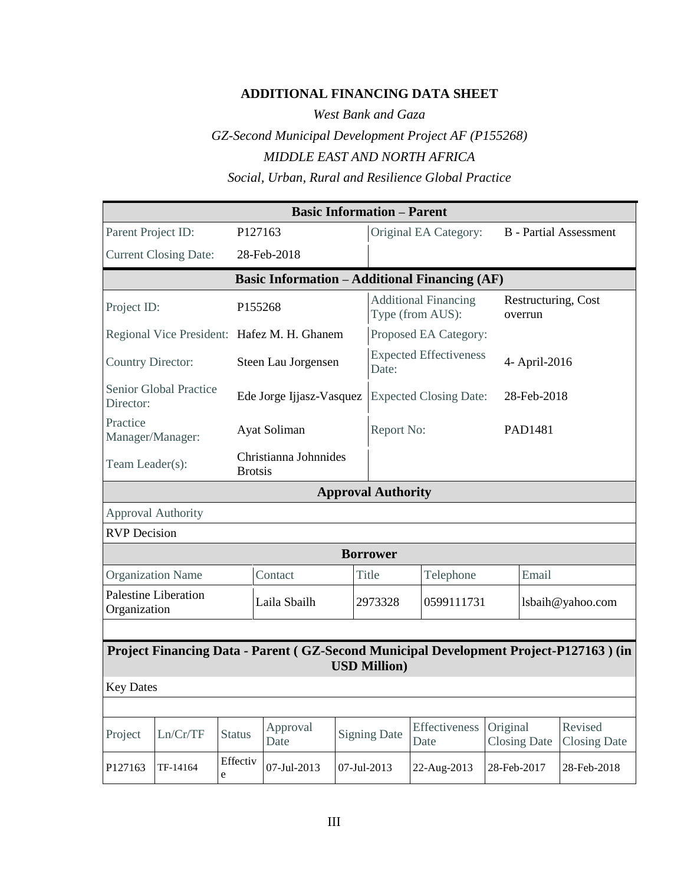## ADDITIONAL FINANCING DATA SHEET

*West Bank and Gaza*

*GZ-Second Municipal Development Project AF (P155268)*

*MIDDLE EAST AND NORTH AFRICA*

*Social, Urban, Rural and Resilience Global Practice*

| **Basic Information – Parent** | | | |
|---|---|---|---|
| Parent Project ID: | P127163 | Original EA Category: | B - Partial Assessment |
| Current Closing Date: | 28-Feb-2018 | | |

| **Basic Information – Additional Financing (AF)** | | | |
|---|---|---|---|
| Project ID: | P155268 | Additional Financing Type (from AUS): | Restructuring, Cost overrun |
| Regional Vice President: | Hafez M. H. Ghanem | Proposed EA Category: | |
| Country Director: | Steen Lau Jorgensen | Expected Effectiveness Date: | 4- April-2016 |
| Senior Global Practice Director: | Ede Jorge Ijjasz-Vasquez | Expected Closing Date: | 28-Feb-2018 |
| Practice Manager/Manager: | Ayat Soliman | Report No: | PAD1481 |
| Team Leader(s): | Christianna Johnnides Brotsis | | |

| **Approval Authority** |
|---|
| Approval Authority |
| RVP Decision |

| **Borrower** | | | | |
|---|---|---|---|---|
| Organization Name | Contact | Title | Telephone | Email |
| Palestine Liberation Organization | Laila Sbailh | 2973328 | 0599111731 | lsbaih@yahoo.com |

**Project Financing Data - Parent ( GZ-Second Municipal Development Project-P127163 ) (in USD Million)**

Key Dates

| Project | Ln/Cr/TF | Status | Approval Date | Signing Date | Effectiveness Date | Original Closing Date | Revised Closing Date |
|---|---|---|---|---|---|---|---|
| P127163 | TF-14164 | Effective | 07-Jul-2013 | 07-Jul-2013 | 22-Aug-2013 | 28-Feb-2017 | 28-Feb-2018 |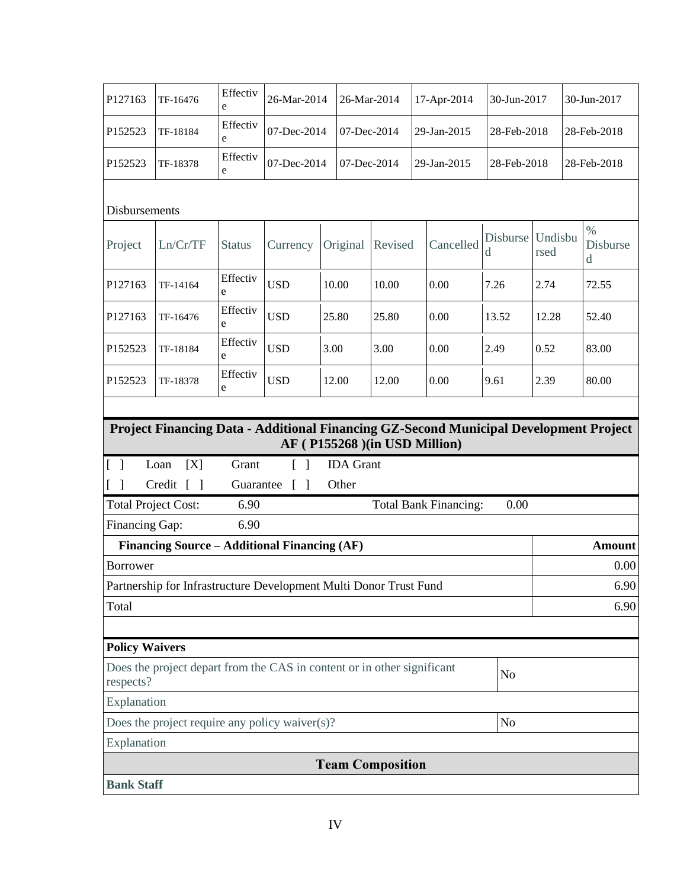| P127163 | TF-16476 | Effective | 26-Mar-2014 | 26-Mar-2014 | 17-Apr-2014 | 30-Jun-2017 | 30-Jun-2017 |
|---|---|---|---|---|---|---|---|
| P152523 | TF-18184 | Effective | 07-Dec-2014 | 07-Dec-2014 | 29-Jan-2015 | 28-Feb-2018 | 28-Feb-2018 |
| P152523 | TF-18378 | Effective | 07-Dec-2014 | 07-Dec-2014 | 29-Jan-2015 | 28-Feb-2018 | 28-Feb-2018 |

Disbursements

| Project | Ln/Cr/TF | Status | Currency | Original | Revised | Cancelled | Disbursed | Undisbursed | % Disbursed |
|---|---|---|---|---|---|---|---|---|---|
| P127163 | TF-14164 | Effective | USD | 10.00 | 10.00 | 0.00 | 7.26 | 2.74 | 72.55 |
| P127163 | TF-16476 | Effective | USD | 25.80 | 25.80 | 0.00 | 13.52 | 12.28 | 52.40 |
| P152523 | TF-18184 | Effective | USD | 3.00 | 3.00 | 0.00 | 2.49 | 0.52 | 83.00 |
| P152523 | TF-18378 | Effective | USD | 12.00 | 12.00 | 0.00 | 9.61 | 2.39 | 80.00 |

**Project Financing Data - Additional Financing GZ-Second Municipal Development Project AF ( P155268 )(in USD Million)**

[ ] Loan [X] Grant [ ] IDA Grant

[ ] Credit [ ] Guarantee [ ] Other

| Total Project Cost: | 6.90 | Total Bank Financing: | 0.00 |
|---|---|---|---|
| Financing Gap: | 6.90 | | |

| Financing Source – Additional Financing (AF) | Amount |
|---|---|
| Borrower | 0.00 |
| Partnership for Infrastructure Development Multi Donor Trust Fund | 6.90 |
| Total | 6.90 |

**Policy Waivers**

| | |
|---|---|
| Does the project depart from the CAS in content or in other significant respects? | No |
| Explanation | |
| Does the project require any policy waiver(s)? | No |
| Explanation | |

**Team Composition**

**Bank Staff**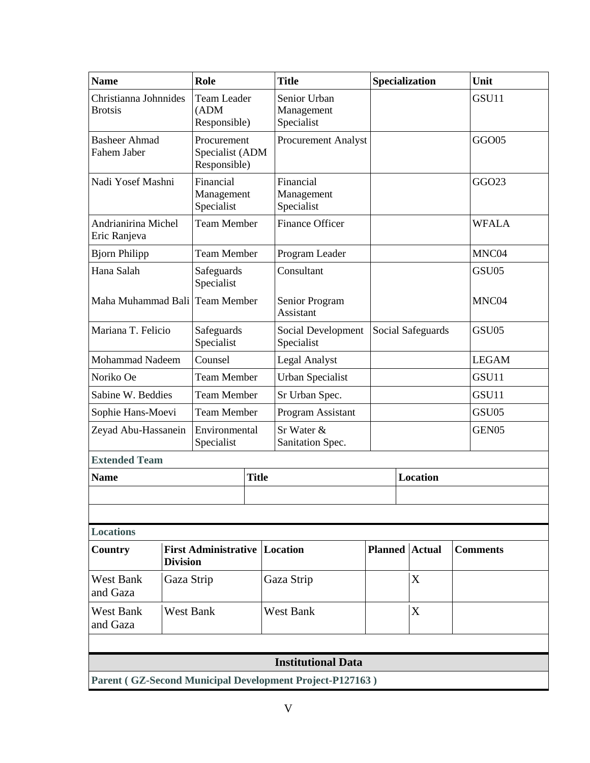| Name | Role | Title | Specialization | Unit |
|---|---|---|---|---|
| Christianna Johnnides Brotsis | Team Leader (ADM Responsible) | Senior Urban Management Specialist | | GSU11 |
| Basheer Ahmad Fahem Jaber | Procurement Specialist (ADM Responsible) | Procurement Analyst | | GGO05 |
| Nadi Yosef Mashni | Financial Management Specialist | Financial Management Specialist | | GGO23 |
| Andrianirina Michel Eric Ranjeva | Team Member | Finance Officer | | WFALA |
| Bjorn Philipp | Team Member | Program Leader | | MNC04 |
| Hana Salah | Safeguards Specialist | Consultant | | GSU05 |
| Maha Muhammad Bali | Team Member | Senior Program Assistant | | MNC04 |
| Mariana T. Felicio | Safeguards Specialist | Social Development Specialist | Social Safeguards | GSU05 |
| Mohammad Nadeem | Counsel | Legal Analyst | | LEGAM |
| Noriko Oe | Team Member | Urban Specialist | | GSU11 |
| Sabine W. Beddies | Team Member | Sr Urban Spec. | | GSU11 |
| Sophie Hans-Moevi | Team Member | Program Assistant | | GSU05 |
| Zeyad Abu-Hassanein | Environmental Specialist | Sr Water & Sanitation Spec. | | GEN05 |

**Extended Team**

| Name | Title | Location |
|---|---|---|
| | | |

**Locations**

| Country | First Administrative Division | Location | Planned | Actual | Comments |
|---|---|---|---|---|---|
| West Bank and Gaza | Gaza Strip | Gaza Strip | | X | |
| West Bank and Gaza | West Bank | West Bank | | X | |

## Institutional Data

**Parent ( GZ-Second Municipal Development Project-P127163 )**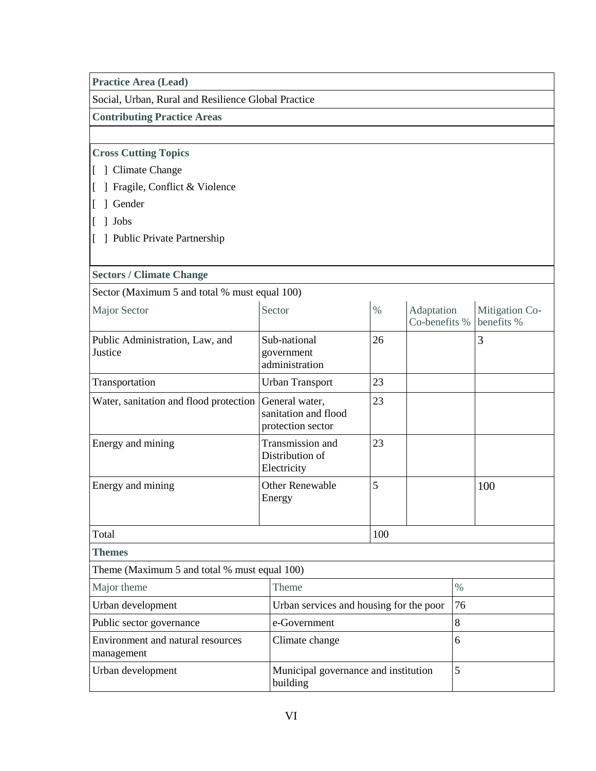**Practice Area (Lead)**

Social, Urban, Rural and Resilience Global Practice

**Contributing Practice Areas**

**Cross Cutting Topics**

[ ] Climate Change

[ ] Fragile, Conflict & Violence

[ ] Gender

[ ] Jobs

[ ] Public Private Partnership

**Sectors / Climate Change**

Sector (Maximum 5 and total % must equal 100)

| Major Sector | Sector | % | Adaptation Co-benefits % | Mitigation Co-benefits % |
|---|---|---|---|---|
| Public Administration, Law, and Justice | Sub-national government administration | 26 | | 3 |
| Transportation | Urban Transport | 23 | | |
| Water, sanitation and flood protection | General water, sanitation and flood protection sector | 23 | | |
| Energy and mining | Transmission and Distribution of Electricity | 23 | | |
| Energy and mining | Other Renewable Energy | 5 | | 100 |
| Total | | 100 | | |

**Themes**

Theme (Maximum 5 and total % must equal 100)

| Major theme | Theme | % |
|---|---|---|
| Urban development | Urban services and housing for the poor | 76 |
| Public sector governance | e-Government | 8 |
| Environment and natural resources management | Climate change | 6 |
| Urban development | Municipal governance and institution building | 5 |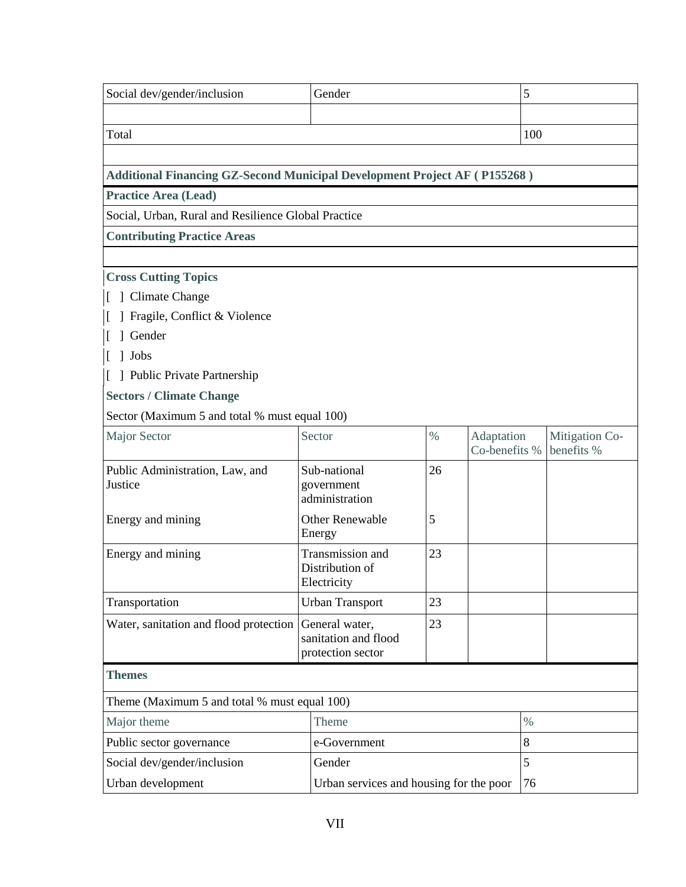| Social dev/gender/inclusion | Gender | 5 |
| --- | --- | --- |
| | | |
| Total | | 100 |

**Additional Financing GZ-Second Municipal Development Project AF ( P155268 )**

**Practice Area (Lead)**

Social, Urban, Rural and Resilience Global Practice

**Contributing Practice Areas**

**Cross Cutting Topics**

[ ] Climate Change

[ ] Fragile, Conflict & Violence

[ ] Gender

[ ] Jobs

[ ] Public Private Partnership

**Sectors / Climate Change**

Sector (Maximum 5 and total % must equal 100)

| Major Sector | Sector | % | Adaptation Co-benefits % | Mitigation Co-benefits % |
| --- | --- | --- | --- | --- |
| Public Administration, Law, and Justice | Sub-national government administration | 26 | | |
| Energy and mining | Other Renewable Energy | 5 | | |
| Energy and mining | Transmission and Distribution of Electricity | 23 | | |
| Transportation | Urban Transport | 23 | | |
| Water, sanitation and flood protection | General water, sanitation and flood protection sector | 23 | | |

**Themes**

Theme (Maximum 5 and total % must equal 100)

| Major theme | Theme | % |
| --- | --- | --- |
| Public sector governance | e-Government | 8 |
| Social dev/gender/inclusion | Gender | 5 |
| Urban development | Urban services and housing for the poor | 76 |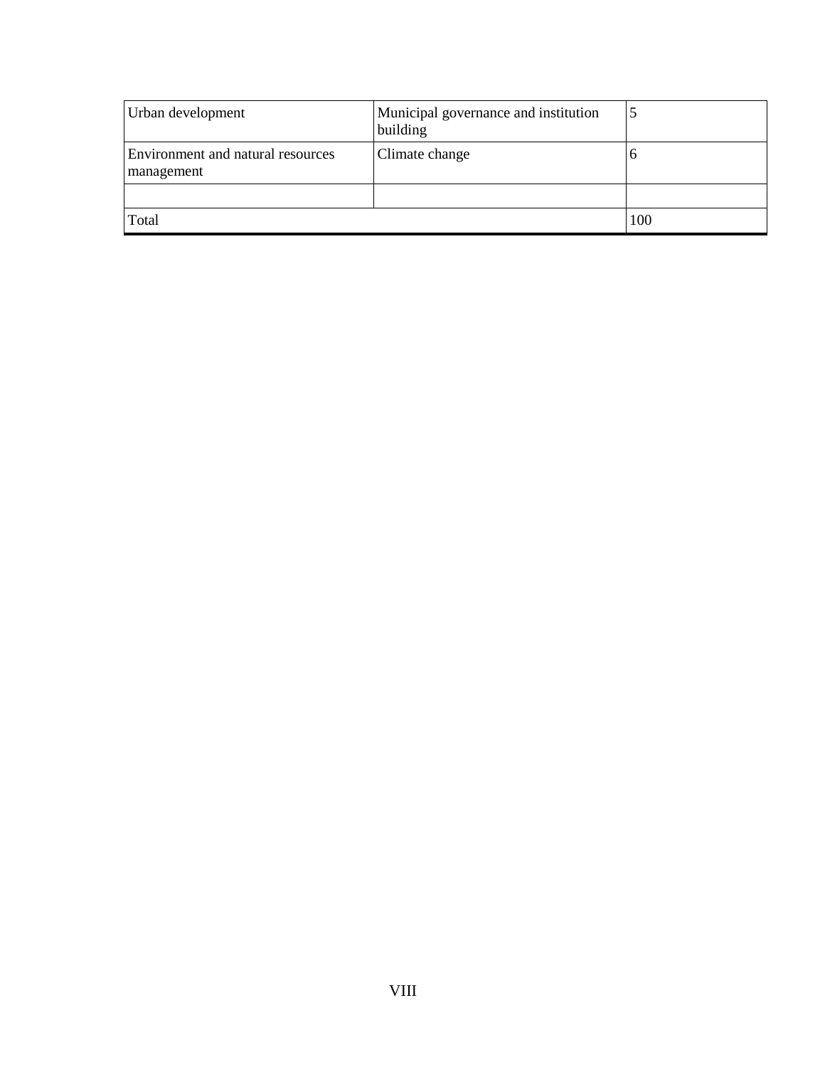| | | |
|---|---|---|
| Urban development | Municipal governance and institution building | 5 |
| Environment and natural resources management | Climate change | 6 |
| | | |
| Total | | 100 |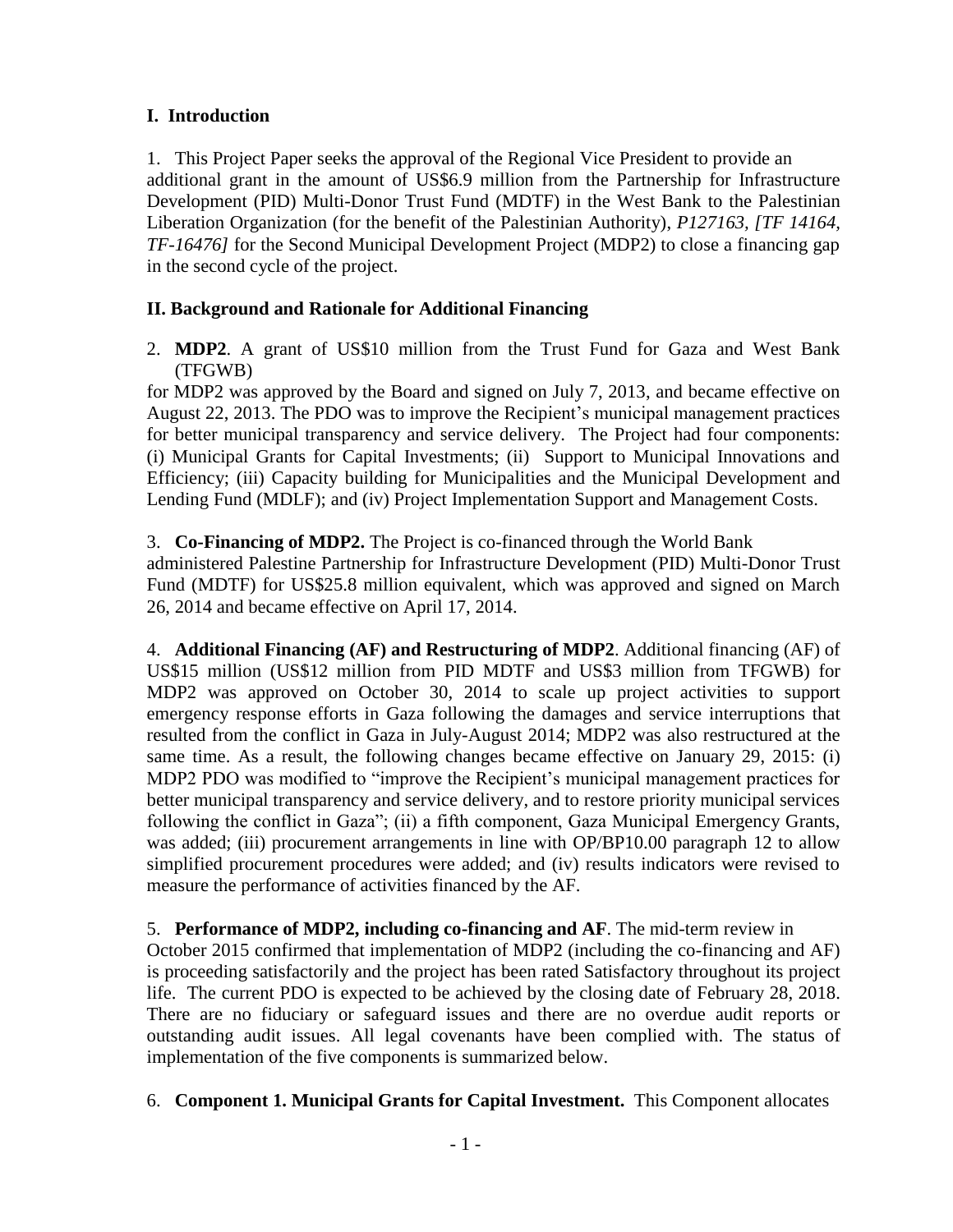## I. Introduction

1. This Project Paper seeks the approval of the Regional Vice President to provide an additional grant in the amount of US$6.9 million from the Partnership for Infrastructure Development (PID) Multi-Donor Trust Fund (MDTF) in the West Bank to the Palestinian Liberation Organization (for the benefit of the Palestinian Authority), *P127163, [TF 14164, TF-16476]* for the Second Municipal Development Project (MDP2) to close a financing gap in the second cycle of the project.

## II. Background and Rationale for Additional Financing

2. **MDP2**. A grant of US$10 million from the Trust Fund for Gaza and West Bank (TFGWB) for MDP2 was approved by the Board and signed on July 7, 2013, and became effective on August 22, 2013. The PDO was to improve the Recipient's municipal management practices for better municipal transparency and service delivery. The Project had four components: (i) Municipal Grants for Capital Investments; (ii) Support to Municipal Innovations and Efficiency; (iii) Capacity building for Municipalities and the Municipal Development and Lending Fund (MDLF); and (iv) Project Implementation Support and Management Costs.

3. **Co-Financing of MDP2.** The Project is co-financed through the World Bank administered Palestine Partnership for Infrastructure Development (PID) Multi-Donor Trust Fund (MDTF) for US$25.8 million equivalent, which was approved and signed on March 26, 2014 and became effective on April 17, 2014.

4. **Additional Financing (AF) and Restructuring of MDP2**. Additional financing (AF) of US$15 million (US$12 million from PID MDTF and US$3 million from TFGWB) for MDP2 was approved on October 30, 2014 to scale up project activities to support emergency response efforts in Gaza following the damages and service interruptions that resulted from the conflict in Gaza in July-August 2014; MDP2 was also restructured at the same time. As a result, the following changes became effective on January 29, 2015: (i) MDP2 PDO was modified to "improve the Recipient's municipal management practices for better municipal transparency and service delivery, and to restore priority municipal services following the conflict in Gaza"; (ii) a fifth component, Gaza Municipal Emergency Grants, was added; (iii) procurement arrangements in line with OP/BP10.00 paragraph 12 to allow simplified procurement procedures were added; and (iv) results indicators were revised to measure the performance of activities financed by the AF.

5. **Performance of MDP2, including co-financing and AF**. The mid-term review in October 2015 confirmed that implementation of MDP2 (including the co-financing and AF) is proceeding satisfactorily and the project has been rated Satisfactory throughout its project life. The current PDO is expected to be achieved by the closing date of February 28, 2018. There are no fiduciary or safeguard issues and there are no overdue audit reports or outstanding audit issues. All legal covenants have been complied with. The status of implementation of the five components is summarized below.

6. **Component 1. Municipal Grants for Capital Investment.** This Component allocates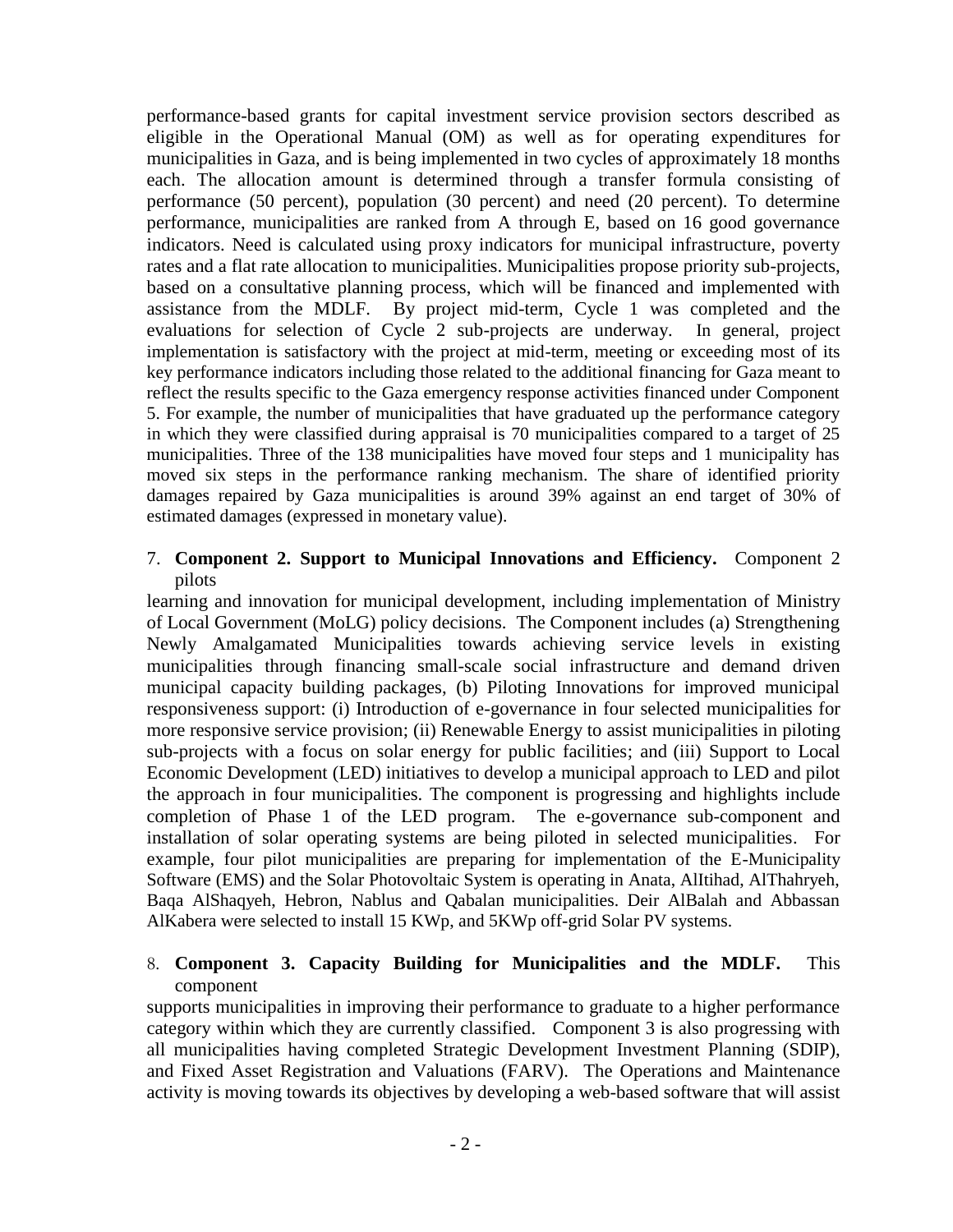performance-based grants for capital investment service provision sectors described as eligible in the Operational Manual (OM) as well as for operating expenditures for municipalities in Gaza, and is being implemented in two cycles of approximately 18 months each. The allocation amount is determined through a transfer formula consisting of performance (50 percent), population (30 percent) and need (20 percent). To determine performance, municipalities are ranked from A through E, based on 16 good governance indicators. Need is calculated using proxy indicators for municipal infrastructure, poverty rates and a flat rate allocation to municipalities. Municipalities propose priority sub-projects, based on a consultative planning process, which will be financed and implemented with assistance from the MDLF. By project mid-term, Cycle 1 was completed and the evaluations for selection of Cycle 2 sub-projects are underway. In general, project implementation is satisfactory with the project at mid-term, meeting or exceeding most of its key performance indicators including those related to the additional financing for Gaza meant to reflect the results specific to the Gaza emergency response activities financed under Component 5. For example, the number of municipalities that have graduated up the performance category in which they were classified during appraisal is 70 municipalities compared to a target of 25 municipalities. Three of the 138 municipalities have moved four steps and 1 municipality has moved six steps in the performance ranking mechanism. The share of identified priority damages repaired by Gaza municipalities is around 39% against an end target of 30% of estimated damages (expressed in monetary value).

7. **Component 2. Support to Municipal Innovations and Efficiency.** Component 2 pilots learning and innovation for municipal development, including implementation of Ministry of Local Government (MoLG) policy decisions. The Component includes (a) Strengthening Newly Amalgamated Municipalities towards achieving service levels in existing municipalities through financing small-scale social infrastructure and demand driven municipal capacity building packages, (b) Piloting Innovations for improved municipal responsiveness support: (i) Introduction of e-governance in four selected municipalities for more responsive service provision; (ii) Renewable Energy to assist municipalities in piloting sub-projects with a focus on solar energy for public facilities; and (iii) Support to Local Economic Development (LED) initiatives to develop a municipal approach to LED and pilot the approach in four municipalities. The component is progressing and highlights include completion of Phase 1 of the LED program. The e-governance sub-component and installation of solar operating systems are being piloted in selected municipalities. For example, four pilot municipalities are preparing for implementation of the E-Municipality Software (EMS) and the Solar Photovoltaic System is operating in Anata, AlItihad, AlThahryeh, Baqa AlShaqyeh, Hebron, Nablus and Qabalan municipalities. Deir AlBalah and Abbassan AlKabera were selected to install 15 KWp, and 5KWp off-grid Solar PV systems.

8. **Component 3. Capacity Building for Municipalities and the MDLF.** This component supports municipalities in improving their performance to graduate to a higher performance category within which they are currently classified. Component 3 is also progressing with all municipalities having completed Strategic Development Investment Planning (SDIP), and Fixed Asset Registration and Valuations (FARV). The Operations and Maintenance activity is moving towards its objectives by developing a web-based software that will assist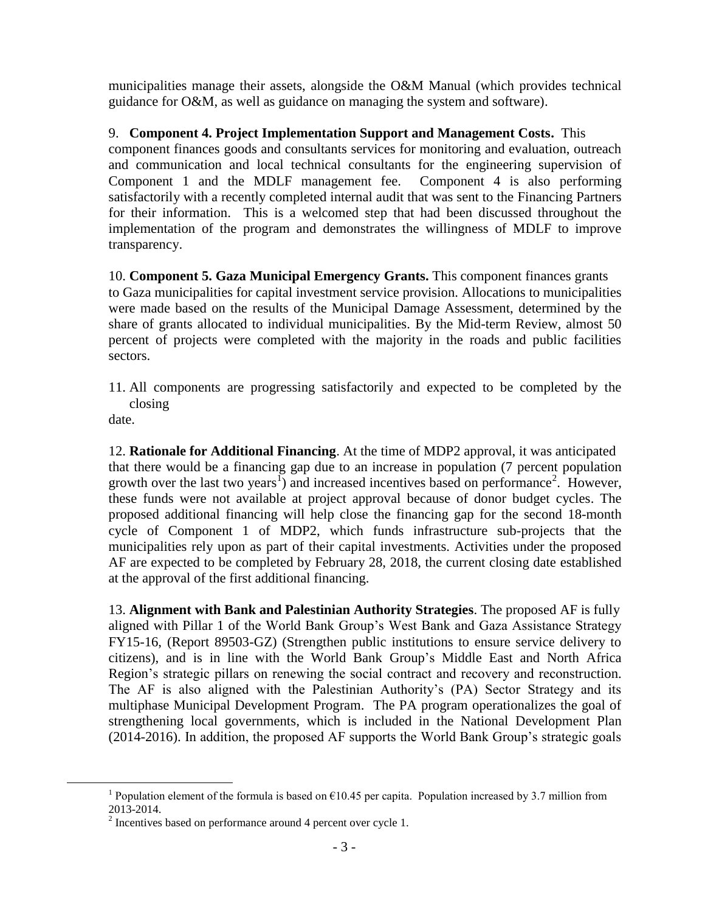municipalities manage their assets, alongside the O&M Manual (which provides technical guidance for O&M, as well as guidance on managing the system and software).

9. **Component 4. Project Implementation Support and Management Costs.** This component finances goods and consultants services for monitoring and evaluation, outreach and communication and local technical consultants for the engineering supervision of Component 1 and the MDLF management fee. Component 4 is also performing satisfactorily with a recently completed internal audit that was sent to the Financing Partners for their information. This is a welcomed step that had been discussed throughout the implementation of the program and demonstrates the willingness of MDLF to improve transparency.

10. **Component 5. Gaza Municipal Emergency Grants.** This component finances grants to Gaza municipalities for capital investment service provision. Allocations to municipalities were made based on the results of the Municipal Damage Assessment, determined by the share of grants allocated to individual municipalities. By the Mid-term Review, almost 50 percent of projects were completed with the majority in the roads and public facilities sectors.

11. All components are progressing satisfactorily and expected to be completed by the closing date.

12. **Rationale for Additional Financing**. At the time of MDP2 approval, it was anticipated that there would be a financing gap due to an increase in population (7 percent population growth over the last two years[1]) and increased incentives based on performance[2]. However, these funds were not available at project approval because of donor budget cycles. The proposed additional financing will help close the financing gap for the second 18-month cycle of Component 1 of MDP2, which funds infrastructure sub-projects that the municipalities rely upon as part of their capital investments. Activities under the proposed AF are expected to be completed by February 28, 2018, the current closing date established at the approval of the first additional financing.

13. **Alignment with Bank and Palestinian Authority Strategies**. The proposed AF is fully aligned with Pillar 1 of the World Bank Group's West Bank and Gaza Assistance Strategy FY15-16, (Report 89503-GZ) (Strengthen public institutions to ensure service delivery to citizens), and is in line with the World Bank Group's Middle East and North Africa Region's strategic pillars on renewing the social contract and recovery and reconstruction. The AF is also aligned with the Palestinian Authority's (PA) Sector Strategy and its multiphase Municipal Development Program. The PA program operationalizes the goal of strengthening local governments, which is included in the National Development Plan (2014-2016). In addition, the proposed AF supports the World Bank Group's strategic goals

---

[1] Population element of the formula is based on €10.45 per capita. Population increased by 3.7 million from 2013-2014.

[2] Incentives based on performance around 4 percent over cycle 1.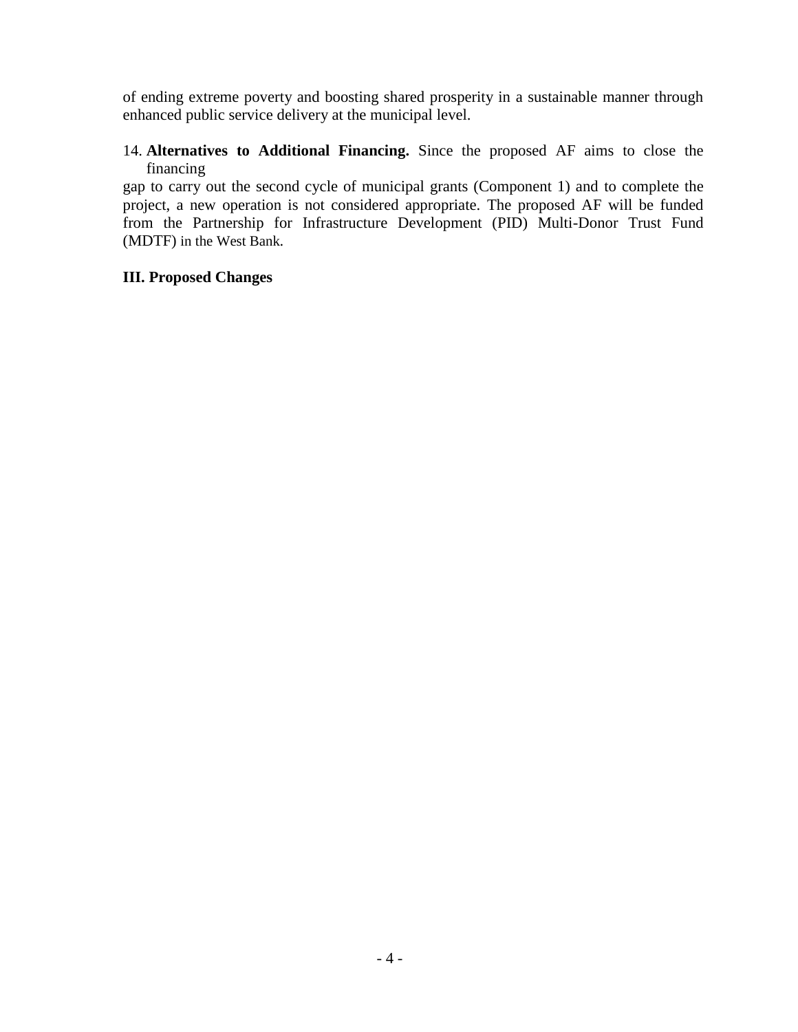of ending extreme poverty and boosting shared prosperity in a sustainable manner through enhanced public service delivery at the municipal level.

14. **Alternatives to Additional Financing.** Since the proposed AF aims to close the financing gap to carry out the second cycle of municipal grants (Component 1) and to complete the project, a new operation is not considered appropriate. The proposed AF will be funded from the Partnership for Infrastructure Development (PID) Multi-Donor Trust Fund (MDTF) in the West Bank.

## III. Proposed Changes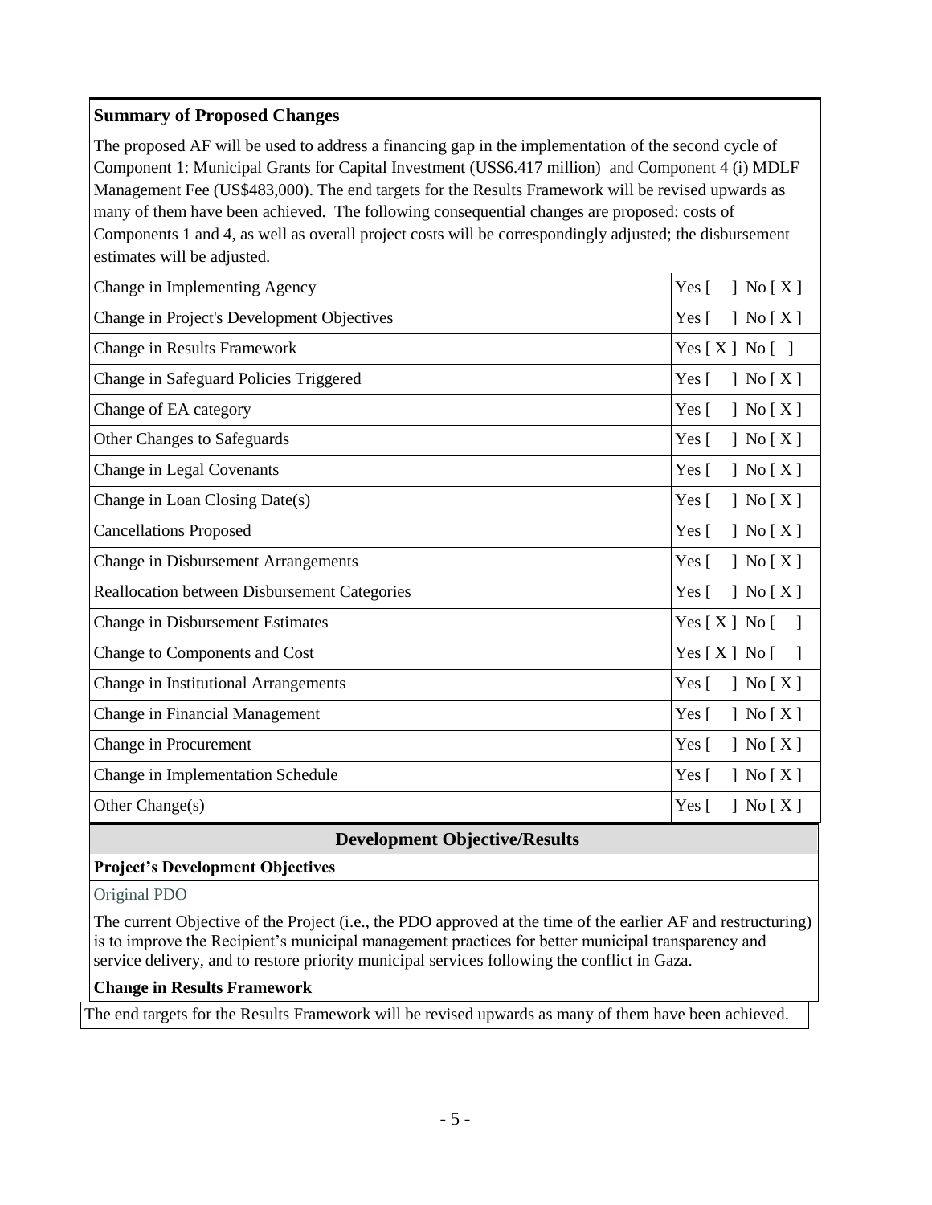## Summary of Proposed Changes

The proposed AF will be used to address a financing gap in the implementation of the second cycle of Component 1: Municipal Grants for Capital Investment (US$6.417 million) and Component 4 (i) MDLF Management Fee (US$483,000). The end targets for the Results Framework will be revised upwards as many of them have been achieved. The following consequential changes are proposed: costs of Components 1 and 4, as well as overall project costs will be correspondingly adjusted; the disbursement estimates will be adjusted.

| Change | Yes/No |
|---|---|
| Change in Implementing Agency | Yes [ ] No [ X ] |
| Change in Project's Development Objectives | Yes [ ] No [ X ] |
| Change in Results Framework | Yes [ X ] No [ ] |
| Change in Safeguard Policies Triggered | Yes [ ] No [ X ] |
| Change of EA category | Yes [ ] No [ X ] |
| Other Changes to Safeguards | Yes [ ] No [ X ] |
| Change in Legal Covenants | Yes [ ] No [ X ] |
| Change in Loan Closing Date(s) | Yes [ ] No [ X ] |
| Cancellations Proposed | Yes [ ] No [ X ] |
| Change in Disbursement Arrangements | Yes [ ] No [ X ] |
| Reallocation between Disbursement Categories | Yes [ ] No [ X ] |
| Change in Disbursement Estimates | Yes [ X ] No [ ] |
| Change to Components and Cost | Yes [ X ] No [ ] |
| Change in Institutional Arrangements | Yes [ ] No [ X ] |
| Change in Financial Management | Yes [ ] No [ X ] |
| Change in Procurement | Yes [ ] No [ X ] |
| Change in Implementation Schedule | Yes [ ] No [ X ] |
| Other Change(s) | Yes [ ] No [ X ] |

## Development Objective/Results

### Project's Development Objectives

Original PDO

The current Objective of the Project (i.e., the PDO approved at the time of the earlier AF and restructuring) is to improve the Recipient's municipal management practices for better municipal transparency and service delivery, and to restore priority municipal services following the conflict in Gaza.

### Change in Results Framework

The end targets for the Results Framework will be revised upwards as many of them have been achieved.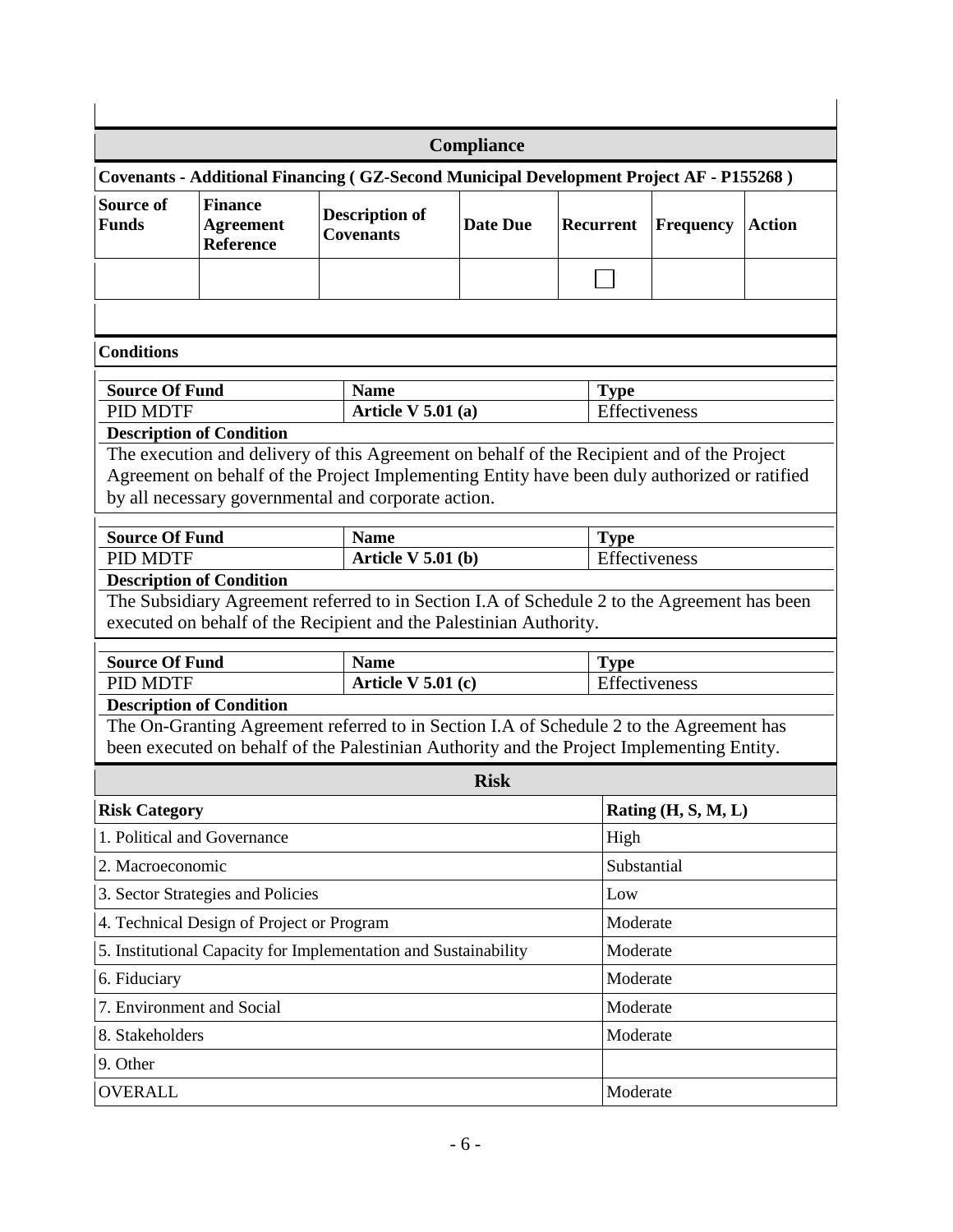## Compliance

**Covenants - Additional Financing ( GZ-Second Municipal Development Project AF - P155268 )**

| Source of Funds | Finance Agreement Reference | Description of Covenants | Date Due | Recurrent | Frequency | Action |
|---|---|---|---|---|---|---|
| | | | | ☐ | | |

### Conditions

| Source Of Fund | Name | Type |
|---|---|---|
| PID MDTF | Article V 5.01 (a) | Effectiveness |

**Description of Condition**

The execution and delivery of this Agreement on behalf of the Recipient and of the Project Agreement on behalf of the Project Implementing Entity have been duly authorized or ratified by all necessary governmental and corporate action.

| Source Of Fund | Name | Type |
|---|---|---|
| PID MDTF | Article V 5.01 (b) | Effectiveness |

**Description of Condition**

The Subsidiary Agreement referred to in Section I.A of Schedule 2 to the Agreement has been executed on behalf of the Recipient and the Palestinian Authority.

| Source Of Fund | Name | Type |
|---|---|---|
| PID MDTF | Article V 5.01 (c) | Effectiveness |

**Description of Condition**

The On-Granting Agreement referred to in Section I.A of Schedule 2 to the Agreement has been executed on behalf of the Palestinian Authority and the Project Implementing Entity.

## Risk

| Risk Category | Rating (H, S, M, L) |
|---|---|
| 1. Political and Governance | High |
| 2. Macroeconomic | Substantial |
| 3. Sector Strategies and Policies | Low |
| 4. Technical Design of Project or Program | Moderate |
| 5. Institutional Capacity for Implementation and Sustainability | Moderate |
| 6. Fiduciary | Moderate |
| 7. Environment and Social | Moderate |
| 8. Stakeholders | Moderate |
| 9. Other | |
| OVERALL | Moderate |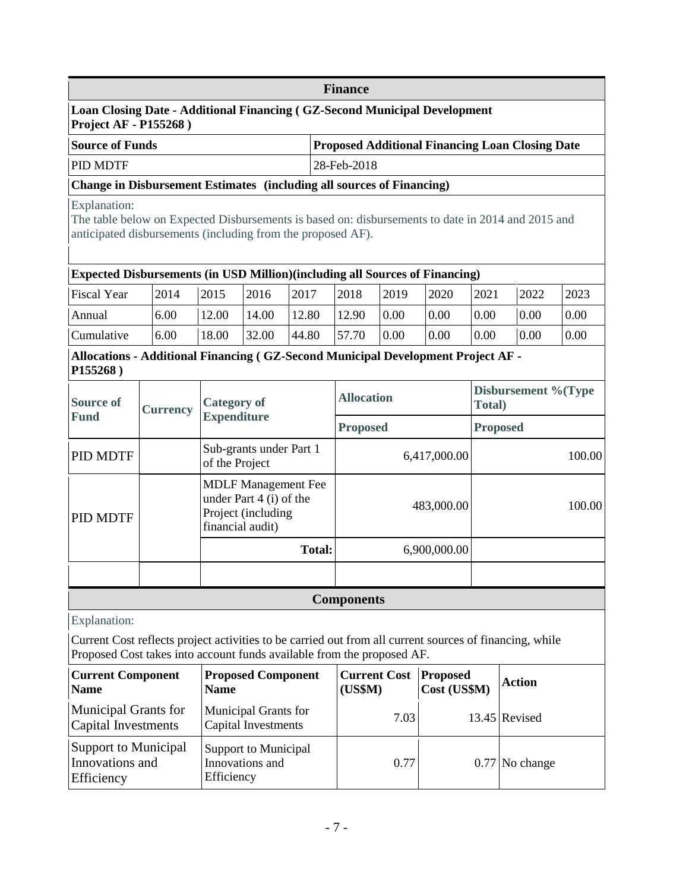## Finance

**Loan Closing Date - Additional Financing ( GZ-Second Municipal Development Project AF - P155268 )**

| Source of Funds | Proposed Additional Financing Loan Closing Date |
|---|---|
| PID MDTF | 28-Feb-2018 |

**Change in Disbursement Estimates (including all sources of Financing)**

Explanation:
The table below on Expected Disbursements is based on: disbursements to date in 2014 and 2015 and anticipated disbursements (including from the proposed AF).

**Expected Disbursements (in USD Million)(including all Sources of Financing)**

| Fiscal Year | 2014 | 2015 | 2016 | 2017 | 2018 | 2019 | 2020 | 2021 | 2022 | 2023 |
|---|---|---|---|---|---|---|---|---|---|---|
| Annual | 6.00 | 12.00 | 14.00 | 12.80 | 12.90 | 0.00 | 0.00 | 0.00 | 0.00 | 0.00 |
| Cumulative | 6.00 | 18.00 | 32.00 | 44.80 | 57.70 | 0.00 | 0.00 | 0.00 | 0.00 | 0.00 |

**Allocations - Additional Financing ( GZ-Second Municipal Development Project AF - P155268 )**

| Source of Fund | Currency | Category of Expenditure | Allocation | Disbursement %(Type Total) |
|---|---|---|---|---|
| | | | Proposed | Proposed |
| PID MDTF | | Sub-grants under Part 1 of the Project | 6,417,000.00 | 100.00 |
| PID MDTF | | MDLF Management Fee under Part 4 (i) of the Project (including financial audit) | 483,000.00 | 100.00 |
| | | **Total:** | 6,900,000.00 | |
| | | | | |

## Components

Explanation:

Current Cost reflects project activities to be carried out from all current sources of financing, while Proposed Cost takes into account funds available from the proposed AF.

| Current Component Name | Proposed Component Name | Current Cost (US$M) | Proposed Cost (US$M) | Action |
|---|---|---|---|---|
| Municipal Grants for Capital Investments | Municipal Grants for Capital Investments | 7.03 | 13.45 | Revised |
| Support to Municipal Innovations and Efficiency | Support to Municipal Innovations and Efficiency | 0.77 | 0.77 | No change |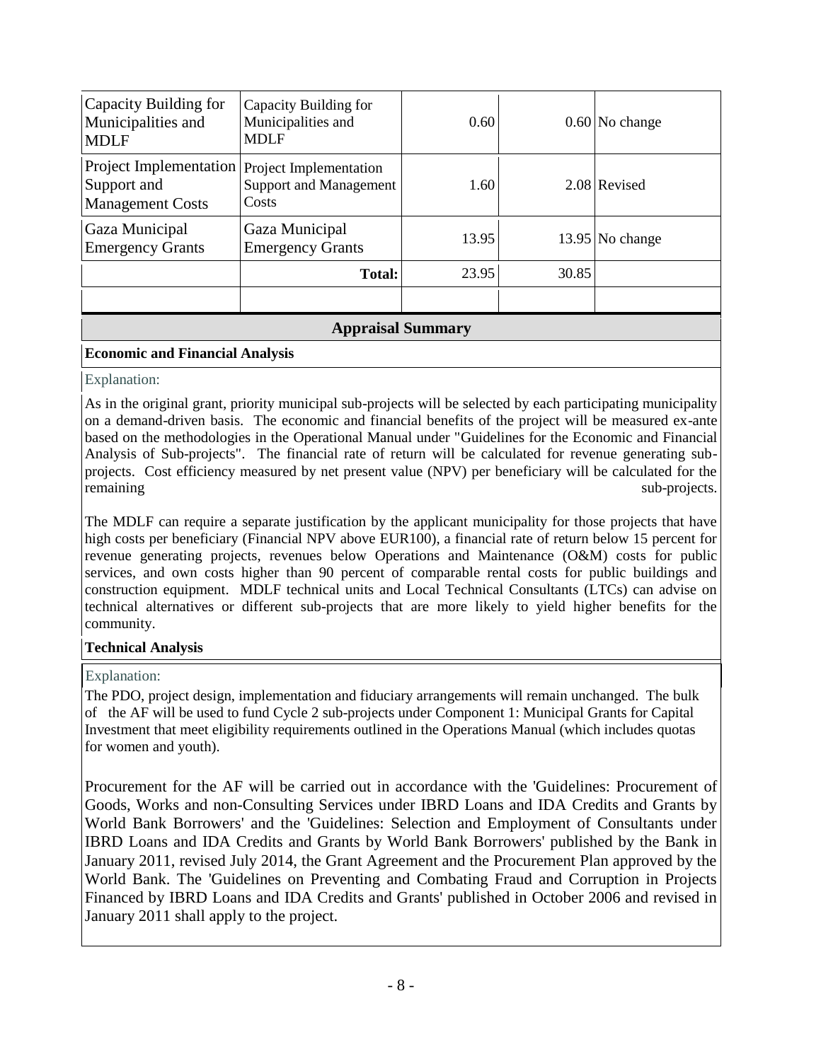| | | | | |
|---|---|---|---|---|
| Capacity Building for Municipalities and MDLF | Capacity Building for Municipalities and MDLF | 0.60 | 0.60 | No change |
| Project Implementation Support and Management Costs | Project Implementation Support and Management Costs | 1.60 | 2.08 | Revised |
| Gaza Municipal Emergency Grants | Gaza Municipal Emergency Grants | 13.95 | 13.95 | No change |
| | **Total:** | 23.95 | 30.85 | |
| | | | | |

## Appraisal Summary

**Economic and Financial Analysis**

Explanation:

As in the original grant, priority municipal sub-projects will be selected by each participating municipality on a demand-driven basis. The economic and financial benefits of the project will be measured ex-ante based on the methodologies in the Operational Manual under "Guidelines for the Economic and Financial Analysis of Sub-projects". The financial rate of return will be calculated for revenue generating sub-projects. Cost efficiency measured by net present value (NPV) per beneficiary will be calculated for the remaining sub-projects.

The MDLF can require a separate justification by the applicant municipality for those projects that have high costs per beneficiary (Financial NPV above EUR100), a financial rate of return below 15 percent for revenue generating projects, revenues below Operations and Maintenance (O&M) costs for public services, and own costs higher than 90 percent of comparable rental costs for public buildings and construction equipment. MDLF technical units and Local Technical Consultants (LTCs) can advise on technical alternatives or different sub-projects that are more likely to yield higher benefits for the community.

**Technical Analysis**

Explanation:

The PDO, project design, implementation and fiduciary arrangements will remain unchanged. The bulk of the AF will be used to fund Cycle 2 sub-projects under Component 1: Municipal Grants for Capital Investment that meet eligibility requirements outlined in the Operations Manual (which includes quotas for women and youth).

Procurement for the AF will be carried out in accordance with the 'Guidelines: Procurement of Goods, Works and non-Consulting Services under IBRD Loans and IDA Credits and Grants by World Bank Borrowers' and the 'Guidelines: Selection and Employment of Consultants under IBRD Loans and IDA Credits and Grants by World Bank Borrowers' published by the Bank in January 2011, revised July 2014, the Grant Agreement and the Procurement Plan approved by the World Bank. The 'Guidelines on Preventing and Combating Fraud and Corruption in Projects Financed by IBRD Loans and IDA Credits and Grants' published in October 2006 and revised in January 2011 shall apply to the project.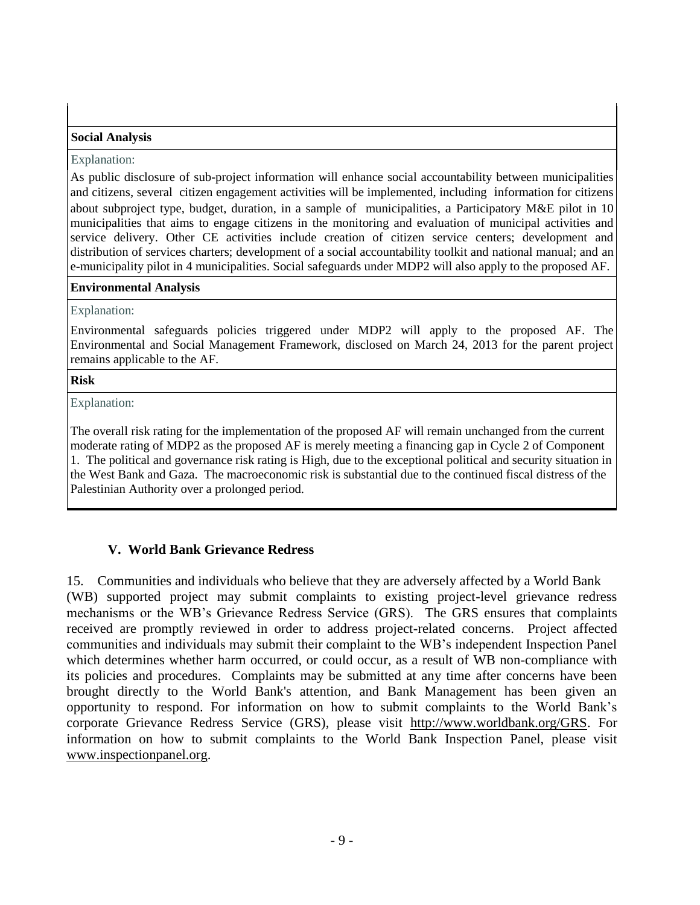**Social Analysis**

Explanation:

As public disclosure of sub-project information will enhance social accountability between municipalities and citizens, several citizen engagement activities will be implemented, including information for citizens about subproject type, budget, duration, in a sample of municipalities, a Participatory M&E pilot in 10 municipalities that aims to engage citizens in the monitoring and evaluation of municipal activities and service delivery. Other CE activities include creation of citizen service centers; development and distribution of services charters; development of a social accountability toolkit and national manual; and an e-municipality pilot in 4 municipalities. Social safeguards under MDP2 will also apply to the proposed AF.

**Environmental Analysis**

Explanation:

Environmental safeguards policies triggered under MDP2 will apply to the proposed AF. The Environmental and Social Management Framework, disclosed on March 24, 2013 for the parent project remains applicable to the AF.

**Risk**

Explanation:

The overall risk rating for the implementation of the proposed AF will remain unchanged from the current moderate rating of MDP2 as the proposed AF is merely meeting a financing gap in Cycle 2 of Component 1. The political and governance risk rating is High, due to the exceptional political and security situation in the West Bank and Gaza. The macroeconomic risk is substantial due to the continued fiscal distress of the Palestinian Authority over a prolonged period.

## V. World Bank Grievance Redress

15. Communities and individuals who believe that they are adversely affected by a World Bank (WB) supported project may submit complaints to existing project-level grievance redress mechanisms or the WB's Grievance Redress Service (GRS). The GRS ensures that complaints received are promptly reviewed in order to address project-related concerns. Project affected communities and individuals may submit their complaint to the WB's independent Inspection Panel which determines whether harm occurred, or could occur, as a result of WB non-compliance with its policies and procedures. Complaints may be submitted at any time after concerns have been brought directly to the World Bank's attention, and Bank Management has been given an opportunity to respond. For information on how to submit complaints to the World Bank's corporate Grievance Redress Service (GRS), please visit http://www.worldbank.org/GRS. For information on how to submit complaints to the World Bank Inspection Panel, please visit www.inspectionpanel.org.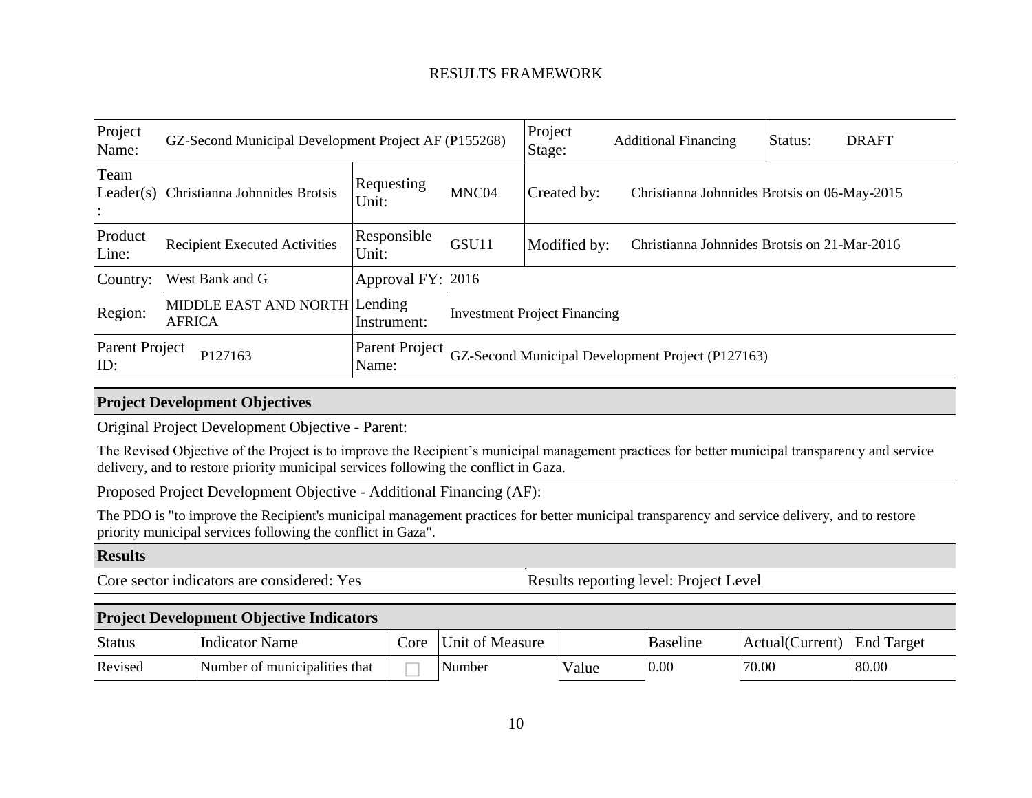# RESULTS FRAMEWORK

| Project Name: | GZ-Second Municipal Development Project AF (P155268) | | | Project Stage: | Additional Financing | Status: | DRAFT |
|---|---|---|---|---|---|---|---|
| Team Leader(s): | Christianna Johnnides Brotsis | Requesting Unit: | MNC04 | Created by: | Christianna Johnnides Brotsis on 06-May-2015 | | |
| Product Line: | Recipient Executed Activities | Responsible Unit: | GSU11 | Modified by: | Christianna Johnnides Brotsis on 21-Mar-2016 | | |
| Country: | West Bank and G | Approval FY: | 2016 | | | | |
| Region: | MIDDLE EAST AND NORTH AFRICA | Lending Instrument: | Investment Project Financing | | | | |
| Parent Project ID: | P127163 | Parent Project Name: | GZ-Second Municipal Development Project (P127163) | | | | |

## Project Development Objectives

Original Project Development Objective - Parent:

The Revised Objective of the Project is to improve the Recipient's municipal management practices for better municipal transparency and service delivery, and to restore priority municipal services following the conflict in Gaza.

Proposed Project Development Objective - Additional Financing (AF):

The PDO is "to improve the Recipient's municipal management practices for better municipal transparency and service delivery, and to restore priority municipal services following the conflict in Gaza".

## Results

Core sector indicators are considered: Yes

Results reporting level: Project Level

## Project Development Objective Indicators

| Status | Indicator Name | Core | Unit of Measure | | Baseline | Actual(Current) | End Target |
|---|---|---|---|---|---|---|---|
| Revised | Number of municipalities that | ☐ | Number | Value | 0.00 | 70.00 | 80.00 |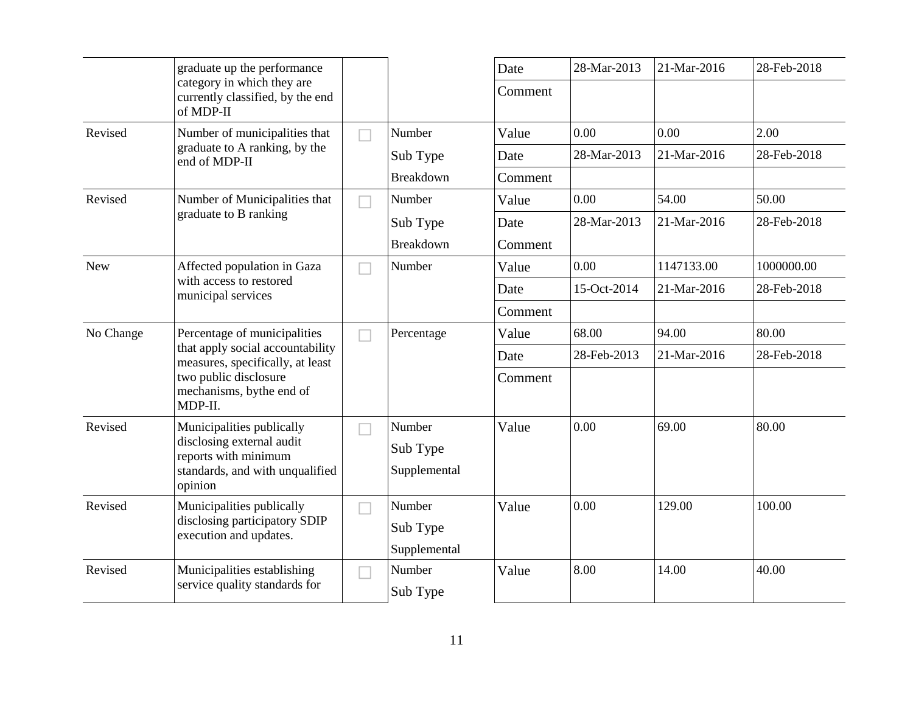| | | | | | | | |
|---|---|---|---|---|---|---|---|
| | graduate up the performance category in which they are currently classified, by the end of MDP-II | | | Date | 28-Mar-2013 | 21-Mar-2016 | 28-Feb-2018 |
| | | | | Comment | | | |
| Revised | Number of municipalities that graduate to A ranking, by the end of MDP-II | ☐ | Number | Value | 0.00 | 0.00 | 2.00 |
| | | | Sub Type | Date | 28-Mar-2013 | 21-Mar-2016 | 28-Feb-2018 |
| | | | Breakdown | Comment | | | |
| Revised | Number of Municipalities that graduate to B ranking | ☐ | Number | Value | 0.00 | 54.00 | 50.00 |
| | | | Sub Type | Date | 28-Mar-2013 | 21-Mar-2016 | 28-Feb-2018 |
| | | | Breakdown | Comment | | | |
| New | Affected population in Gaza with access to restored municipal services | ☐ | Number | Value | 0.00 | 1147133.00 | 1000000.00 |
| | | | | Date | 15-Oct-2014 | 21-Mar-2016 | 28-Feb-2018 |
| | | | | Comment | | | |
| No Change | Percentage of municipalities that apply social accountability measures, specifically, at least two public disclosure mechanisms, bythe end of MDP-II. | ☐ | Percentage | Value | 68.00 | 94.00 | 80.00 |
| | | | | Date | 28-Feb-2013 | 21-Mar-2016 | 28-Feb-2018 |
| | | | | Comment | | | |
| Revised | Municipalities publically disclosing external audit reports with minimum standards, and with unqualified opinion | ☐ | Number<br>Sub Type<br>Supplemental | Value | 0.00 | 69.00 | 80.00 |
| Revised | Municipalities publically disclosing participatory SDIP execution and updates. | ☐ | Number<br>Sub Type<br>Supplemental | Value | 0.00 | 129.00 | 100.00 |
| Revised | Municipalities establishing service quality standards for | ☐ | Number<br>Sub Type | Value | 8.00 | 14.00 | 40.00 |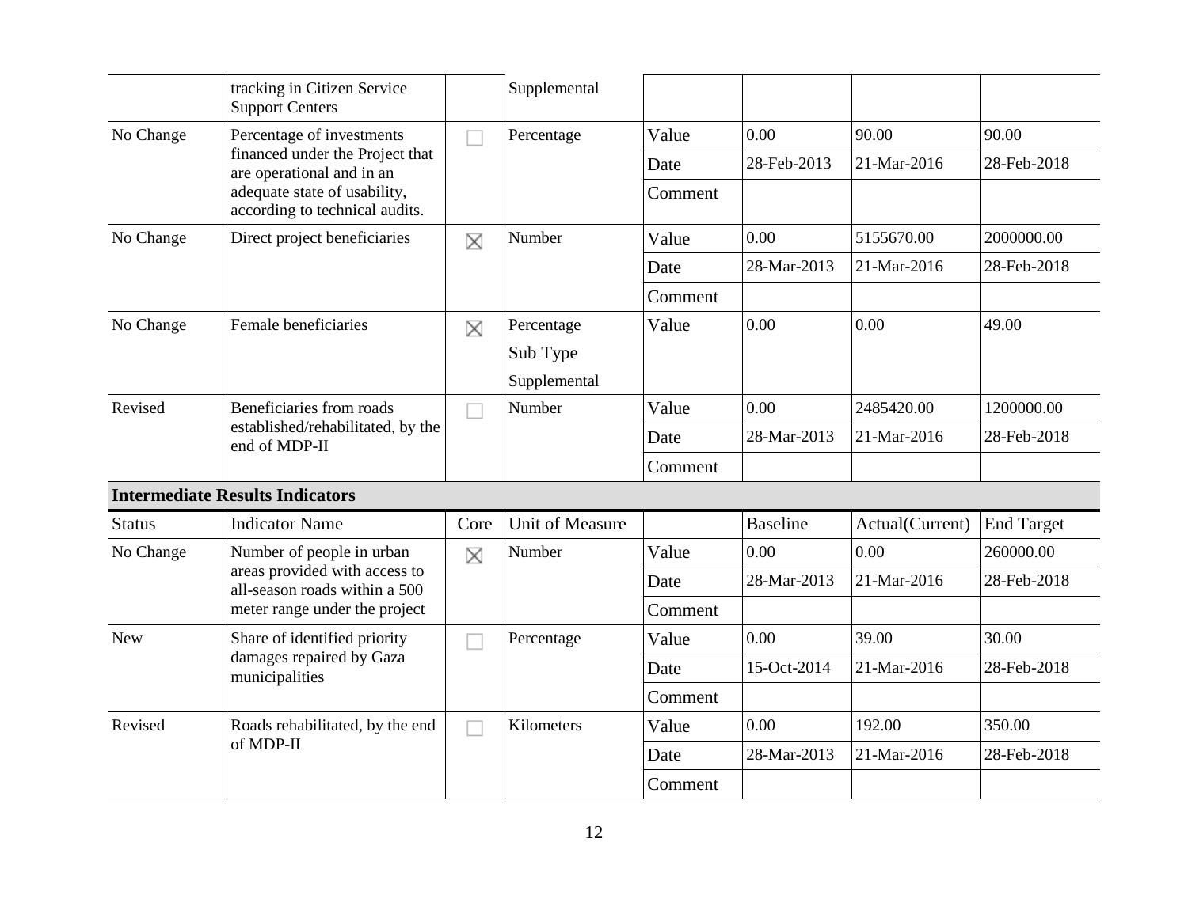| | | | | | | | |
|---|---|---|---|---|---|---|---|
| | tracking in Citizen Service Support Centers | | Supplemental | | | | |
| No Change | Percentage of investments financed under the Project that are operational and in an adequate state of usability, according to technical audits. | ☐ | Percentage | Value | 0.00 | 90.00 | 90.00 |
| | | | | Date | 28-Feb-2013 | 21-Mar-2016 | 28-Feb-2018 |
| | | | | Comment | | | |
| No Change | Direct project beneficiaries | ☒ | Number | Value | 0.00 | 5155670.00 | 2000000.00 |
| | | | | Date | 28-Mar-2013 | 21-Mar-2016 | 28-Feb-2018 |
| | | | | Comment | | | |
| No Change | Female beneficiaries | ☒ | Percentage<br>Sub Type<br>Supplemental | Value | 0.00 | 0.00 | 49.00 |
| Revised | Beneficiaries from roads established/rehabilitated, by the end of MDP-II | ☐ | Number | Value | 0.00 | 2485420.00 | 1200000.00 |
| | | | | Date | 28-Mar-2013 | 21-Mar-2016 | 28-Feb-2018 |
| | | | | Comment | | | |

**Intermediate Results Indicators**

| Status | Indicator Name | Core | Unit of Measure | | Baseline | Actual(Current) | End Target |
|---|---|---|---|---|---|---|---|
| No Change | Number of people in urban areas provided with access to all-season roads within a 500 meter range under the project | ☒ | Number | Value | 0.00 | 0.00 | 260000.00 |
| | | | | Date | 28-Mar-2013 | 21-Mar-2016 | 28-Feb-2018 |
| | | | | Comment | | | |
| New | Share of identified priority damages repaired by Gaza municipalities | ☐ | Percentage | Value | 0.00 | 39.00 | 30.00 |
| | | | | Date | 15-Oct-2014 | 21-Mar-2016 | 28-Feb-2018 |
| | | | | Comment | | | |
| Revised | Roads rehabilitated, by the end of MDP-II | ☐ | Kilometers | Value | 0.00 | 192.00 | 350.00 |
| | | | | Date | 28-Mar-2013 | 21-Mar-2016 | 28-Feb-2018 |
| | | | | Comment | | | |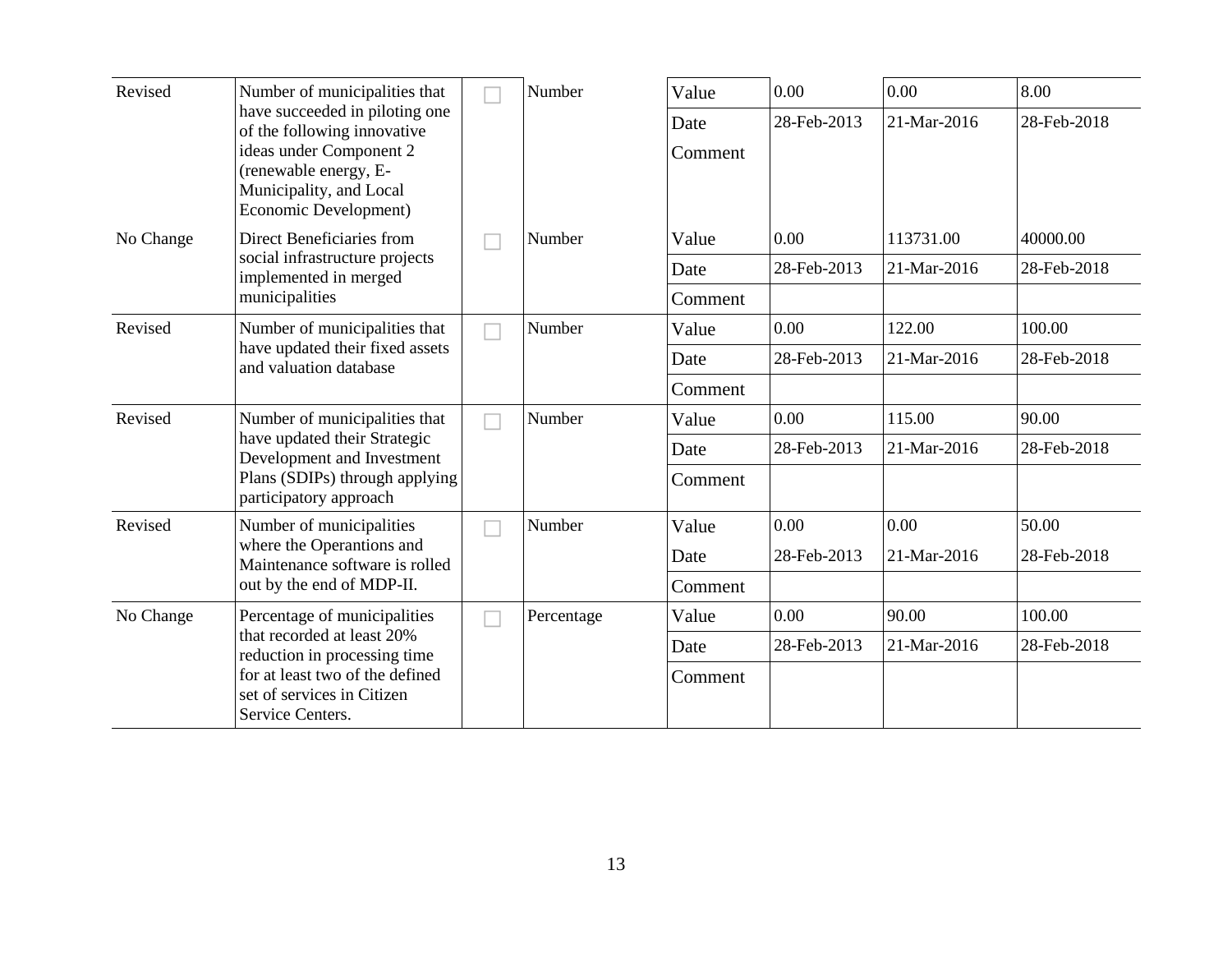| | | | | | | | |
|---|---|---|---|---|---|---|---|
| Revised | Number of municipalities that have succeeded in piloting one of the following innovative ideas under Component 2 (renewable energy, E-Municipality, and Local Economic Development) | ☐ | Number | Value | 0.00 | 0.00 | 8.00 |
| | | | | Date | 28-Feb-2013 | 21-Mar-2016 | 28-Feb-2018 |
| | | | | Comment | | | |
| No Change | Direct Beneficiaries from social infrastructure projects implemented in merged municipalities | ☐ | Number | Value | 0.00 | 113731.00 | 40000.00 |
| | | | | Date | 28-Feb-2013 | 21-Mar-2016 | 28-Feb-2018 |
| | | | | Comment | | | |
| Revised | Number of municipalities that have updated their fixed assets and valuation database | ☐ | Number | Value | 0.00 | 122.00 | 100.00 |
| | | | | Date | 28-Feb-2013 | 21-Mar-2016 | 28-Feb-2018 |
| | | | | Comment | | | |
| Revised | Number of municipalities that have updated their Strategic Development and Investment Plans (SDIPs) through applying participatory approach | ☐ | Number | Value | 0.00 | 115.00 | 90.00 |
| | | | | Date | 28-Feb-2013 | 21-Mar-2016 | 28-Feb-2018 |
| | | | | Comment | | | |
| Revised | Number of municipalities where the Operantions and Maintenance software is rolled out by the end of MDP-II. | ☐ | Number | Value | 0.00 | 0.00 | 50.00 |
| | | | | Date | 28-Feb-2013 | 21-Mar-2016 | 28-Feb-2018 |
| | | | | Comment | | | |
| No Change | Percentage of municipalities that recorded at least 20% reduction in processing time for at least two of the defined set of services in Citizen Service Centers. | ☐ | Percentage | Value | 0.00 | 90.00 | 100.00 |
| | | | | Date | 28-Feb-2013 | 21-Mar-2016 | 28-Feb-2018 |
| | | | | Comment | | | |